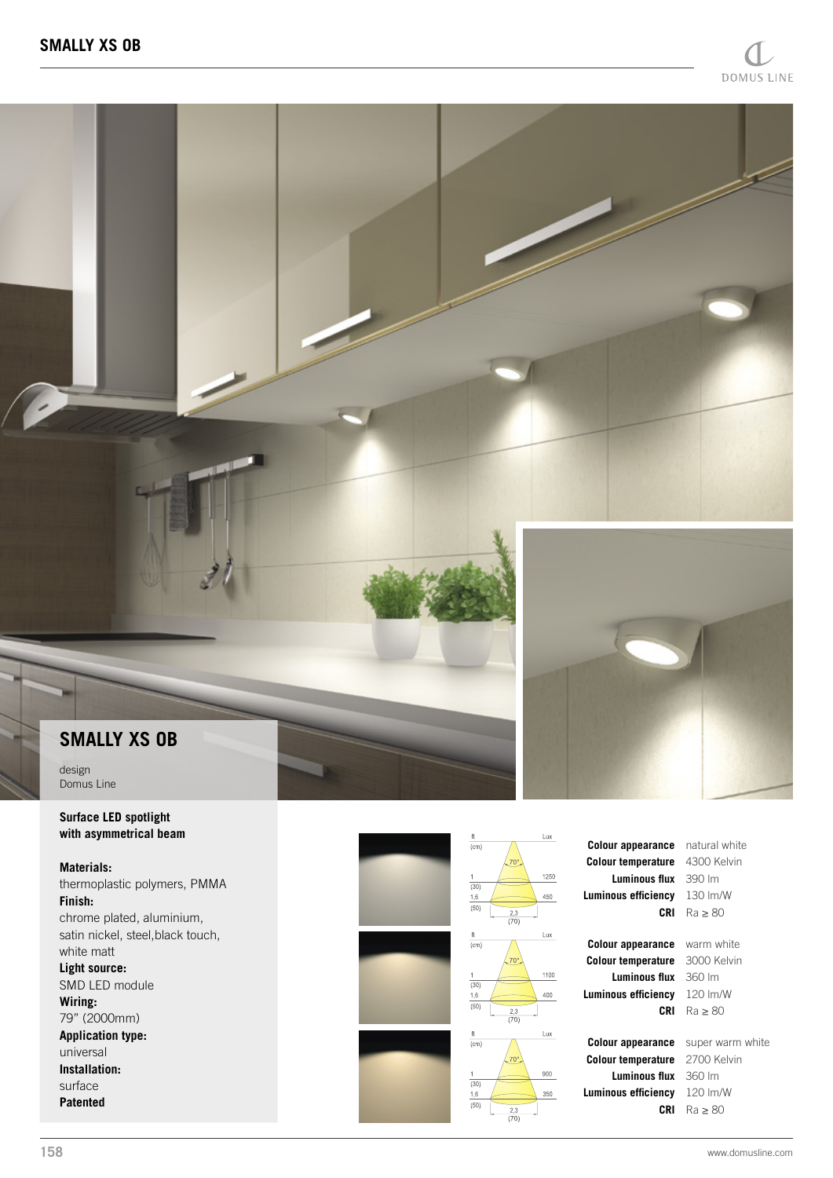# SMALLY XS OB

design
Domus Line

**Surface LED spotlight with asymmetrical beam**

**Materials:**
thermoplastic polymers, PMMA
**Finish:**
chrome plated, aluminium, satin nickel, steel,black touch, white matt
**Light source:**
SMD LED module
**Wiring:**
79" (2000mm)
**Application type:**
universal
**Installation:**
surface
**Patented**

| ft (cm) | Lux |
|---|---|
| 1 (30) | 1250 |
| 1,6 (50) | 450 |

70°, 2,3 (70)

**Colour appearance** natural white
**Colour temperature** 4300 Kelvin
**Luminous flux** 390 lm
**Luminous efficiency** 130 lm/W
**CRI** Ra ≥ 80

| ft (cm) | Lux |
|---|---|
| 1 (30) | 1100 |
| 1,6 (50) | 400 |

70°, 2,3 (70)

**Colour appearance** warm white
**Colour temperature** 3000 Kelvin
**Luminous flux** 360 lm
**Luminous efficiency** 120 lm/W
**CRI** Ra ≥ 80

| ft (cm) | Lux |
|---|---|
| 1 (30) | 900 |
| 1,6 (50) | 350 |

70°, 2,3 (70)

**Colour appearance** super warm white
**Colour temperature** 2700 Kelvin
**Luminous flux** 360 lm
**Luminous efficiency** 120 lm/W
**CRI** Ra ≥ 80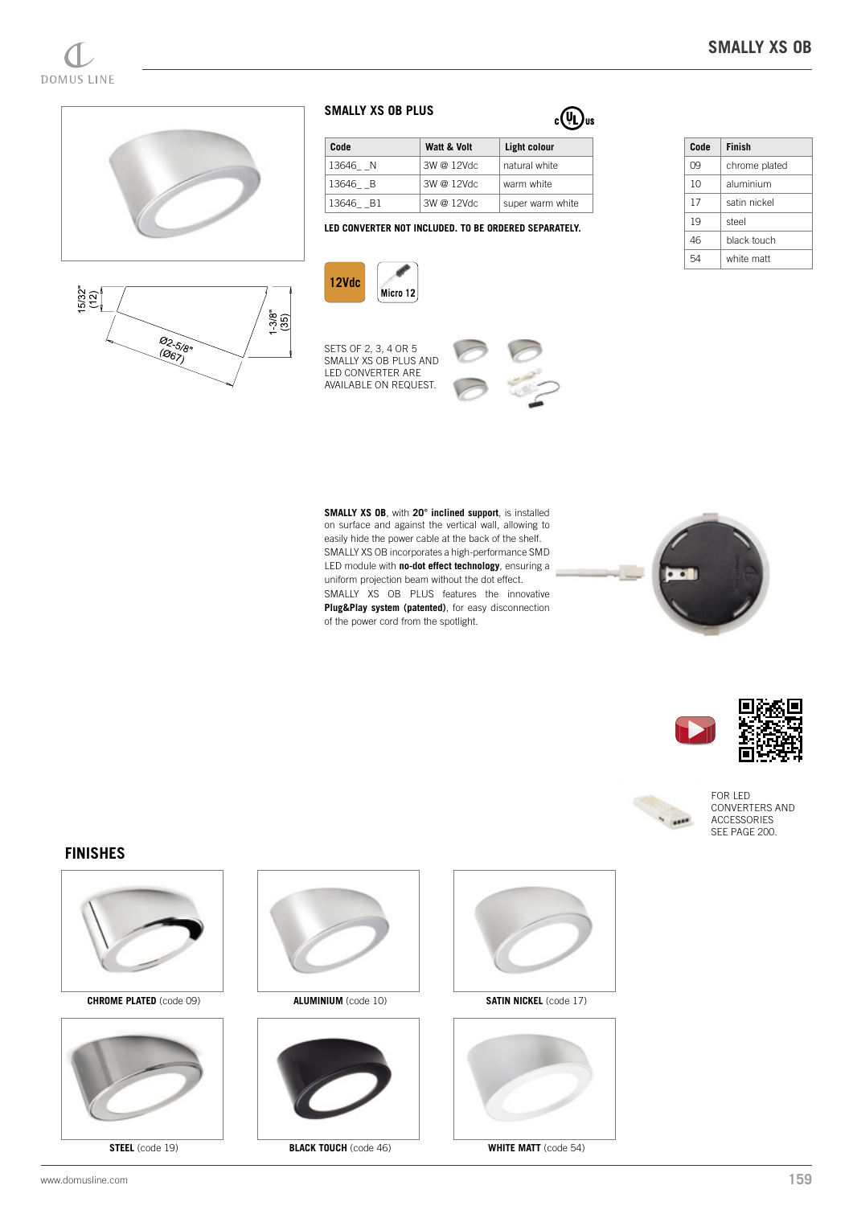# SMALLY XS OB

15/32" (12)

1-3/8" (35)

Ø2-5/8" (Ø67)

## SMALLY XS OB PLUS

| Code | Watt & Volt | Light colour |
|---|---|---|
| 13646_ _N | 3W @ 12Vdc | natural white |
| 13646_ _B | 3W @ 12Vdc | warm white |
| 13646_ _B1 | 3W @ 12Vdc | super warm white |

**LED CONVERTER NOT INCLUDED. TO BE ORDERED SEPARATELY.**

12Vdc

Micro 12

SETS OF 2, 3, 4 OR 5 SMALLY XS OB PLUS AND LED CONVERTER ARE AVAILABLE ON REQUEST.

| Code | Finish |
|---|---|
| 09 | chrome plated |
| 10 | aluminium |
| 17 | satin nickel |
| 19 | steel |
| 46 | black touch |
| 54 | white matt |

**SMALLY XS OB**, with **20° inclined support**, is installed on surface and against the vertical wall, allowing to easily hide the power cable at the back of the shelf. SMALLY XS OB incorporates a high-performance SMD LED module with **no-dot effect technology**, ensuring a uniform projection beam without the dot effect. SMALLY XS OB PLUS features the innovative **Plug&Play system (patented)**, for easy disconnection of the power cord from the spotlight.

FOR LED CONVERTERS AND ACCESSORIES SEE PAGE 200.

## FINISHES

**CHROME PLATED** (code 09)

**ALUMINIUM** (code 10)

**SATIN NICKEL** (code 17)

**STEEL** (code 19)

**BLACK TOUCH** (code 46)

**WHITE MATT** (code 54)